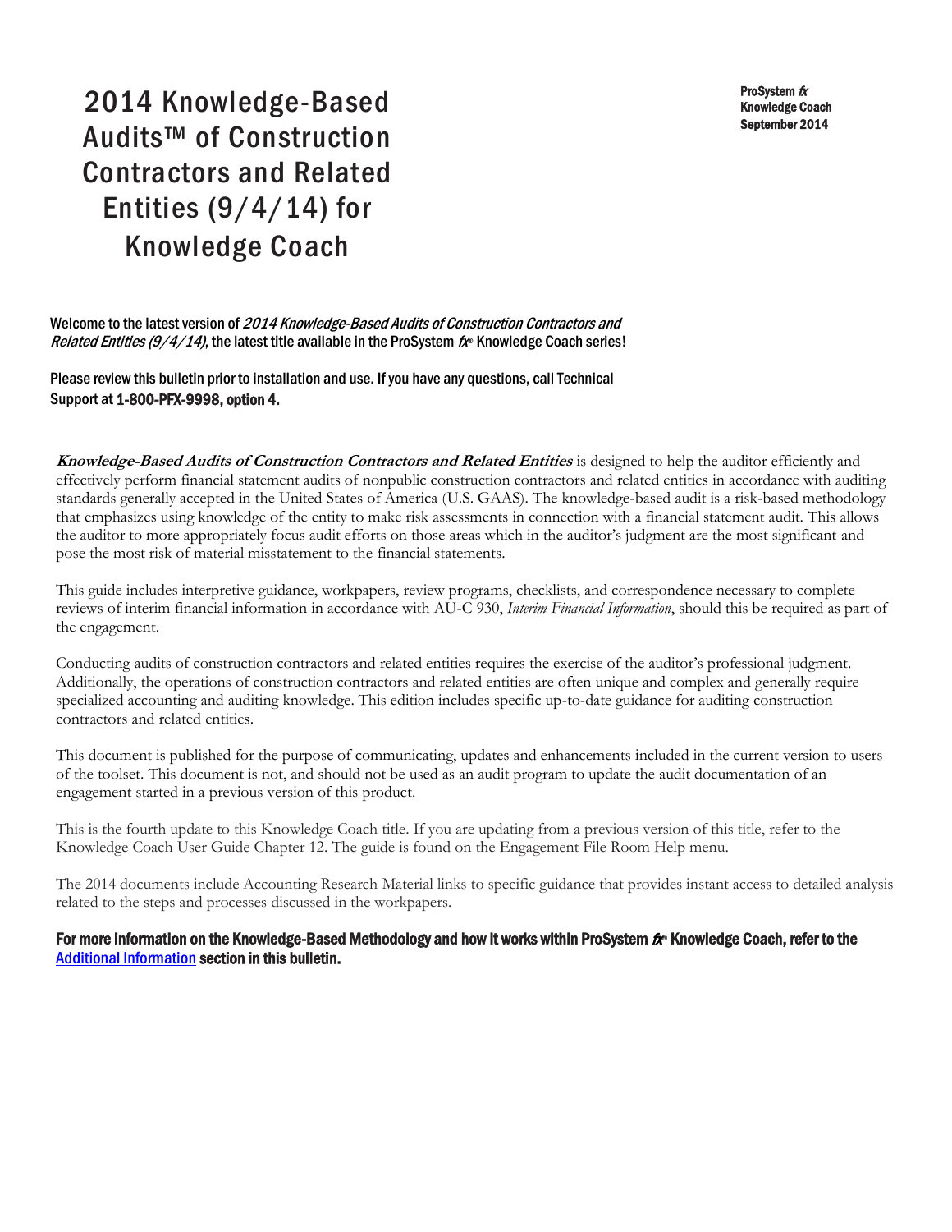# 2014 Knowledge-Based Audits™ of Construction Contractors and Related Entities (9/4/14) for Knowledge Coach

**ProSystem *fx***
**Knowledge Coach**
**September 2014**

Welcome to the latest version of *2014 Knowledge-Based Audits of Construction Contractors and Related Entities (9/4/14)*, the latest title available in the ProSystem *fx*® Knowledge Coach series!

Please review this bulletin prior to installation and use. If you have any questions, call Technical Support at **1-800-PFX-9998, option 4.**

***Knowledge-Based Audits of Construction Contractors and Related Entities*** is designed to help the auditor efficiently and effectively perform financial statement audits of nonpublic construction contractors and related entities in accordance with auditing standards generally accepted in the United States of America (U.S. GAAS). The knowledge-based audit is a risk-based methodology that emphasizes using knowledge of the entity to make risk assessments in connection with a financial statement audit. This allows the auditor to more appropriately focus audit efforts on those areas which in the auditor's judgment are the most significant and pose the most risk of material misstatement to the financial statements.

This guide includes interpretive guidance, workpapers, review programs, checklists, and correspondence necessary to complete reviews of interim financial information in accordance with AU-C 930, *Interim Financial Information*, should this be required as part of the engagement.

Conducting audits of construction contractors and related entities requires the exercise of the auditor's professional judgment. Additionally, the operations of construction contractors and related entities are often unique and complex and generally require specialized accounting and auditing knowledge. This edition includes specific up-to-date guidance for auditing construction contractors and related entities.

This document is published for the purpose of communicating, updates and enhancements included in the current version to users of the toolset. This document is not, and should not be used as an audit program to update the audit documentation of an engagement started in a previous version of this product.

This is the fourth update to this Knowledge Coach title. If you are updating from a previous version of this title, refer to the Knowledge Coach User Guide Chapter 12. The guide is found on the Engagement File Room Help menu.

The 2014 documents include Accounting Research Material links to specific guidance that provides instant access to detailed analysis related to the steps and processes discussed in the workpapers.

**For more information on the Knowledge-Based Methodology and how it works within ProSystem *fx*® Knowledge Coach, refer to the Additional Information section in this bulletin.**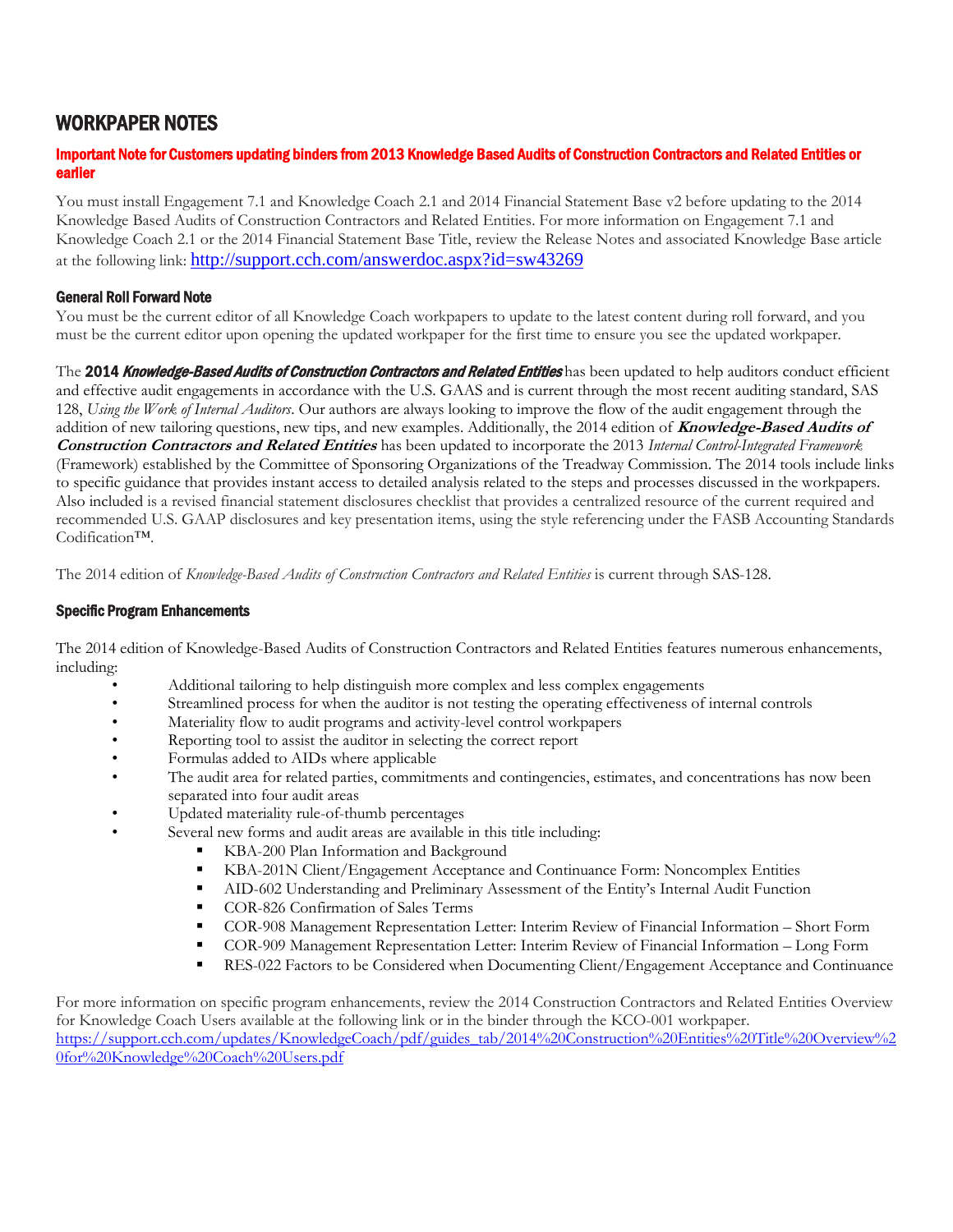# WORKPAPER NOTES

**Important Note for Customers updating binders from 2013 Knowledge Based Audits of Construction Contractors and Related Entities or earlier**

You must install Engagement 7.1 and Knowledge Coach 2.1 and 2014 Financial Statement Base v2 before updating to the 2014 Knowledge Based Audits of Construction Contractors and Related Entities. For more information on Engagement 7.1 and Knowledge Coach 2.1 or the 2014 Financial Statement Base Title, review the Release Notes and associated Knowledge Base article at the following link: http://support.cch.com/answerdoc.aspx?id=sw43269

### General Roll Forward Note

You must be the current editor of all Knowledge Coach workpapers to update to the latest content during roll forward, and you must be the current editor upon opening the updated workpaper for the first time to ensure you see the updated workpaper.

The **2014 *Knowledge-Based Audits of Construction Contractors and Related Entities*** has been updated to help auditors conduct efficient and effective audit engagements in accordance with the U.S. GAAS and is current through the most recent auditing standard, SAS 128, *Using the Work of Internal Auditors*. Our authors are always looking to improve the flow of the audit engagement through the addition of new tailoring questions, new tips, and new examples. Additionally, the 2014 edition of ***Knowledge-Based Audits of Construction Contractors and Related Entities*** has been updated to incorporate the 2013 *Internal Control-Integrated Framework* (Framework) established by the Committee of Sponsoring Organizations of the Treadway Commission. The 2014 tools include links to specific guidance that provides instant access to detailed analysis related to the steps and processes discussed in the workpapers. Also included is a revised financial statement disclosures checklist that provides a centralized resource of the current required and recommended U.S. GAAP disclosures and key presentation items, using the style referencing under the FASB Accounting Standards Codification™.

The 2014 edition of *Knowledge-Based Audits of Construction Contractors and Related Entities* is current through SAS-128.

### Specific Program Enhancements

The 2014 edition of Knowledge-Based Audits of Construction Contractors and Related Entities features numerous enhancements, including:

- Additional tailoring to help distinguish more complex and less complex engagements
- Streamlined process for when the auditor is not testing the operating effectiveness of internal controls
- Materiality flow to audit programs and activity-level control workpapers
- Reporting tool to assist the auditor in selecting the correct report
- Formulas added to AIDs where applicable
- The audit area for related parties, commitments and contingencies, estimates, and concentrations has now been separated into four audit areas
- Updated materiality rule-of-thumb percentages
- Several new forms and audit areas are available in this title including:
  - KBA-200 Plan Information and Background
  - KBA-201N Client/Engagement Acceptance and Continuance Form: Noncomplex Entities
  - AID-602 Understanding and Preliminary Assessment of the Entity's Internal Audit Function
  - COR-826 Confirmation of Sales Terms
  - COR-908 Management Representation Letter: Interim Review of Financial Information – Short Form
  - COR-909 Management Representation Letter: Interim Review of Financial Information – Long Form
  - RES-022 Factors to be Considered when Documenting Client/Engagement Acceptance and Continuance

For more information on specific program enhancements, review the 2014 Construction Contractors and Related Entities Overview for Knowledge Coach Users available at the following link or in the binder through the KCO-001 workpaper.
https://support.cch.com/updates/KnowledgeCoach/pdf/guides_tab/2014%20Construction%20Entities%20Title%20Overview%20for%20Knowledge%20Coach%20Users.pdf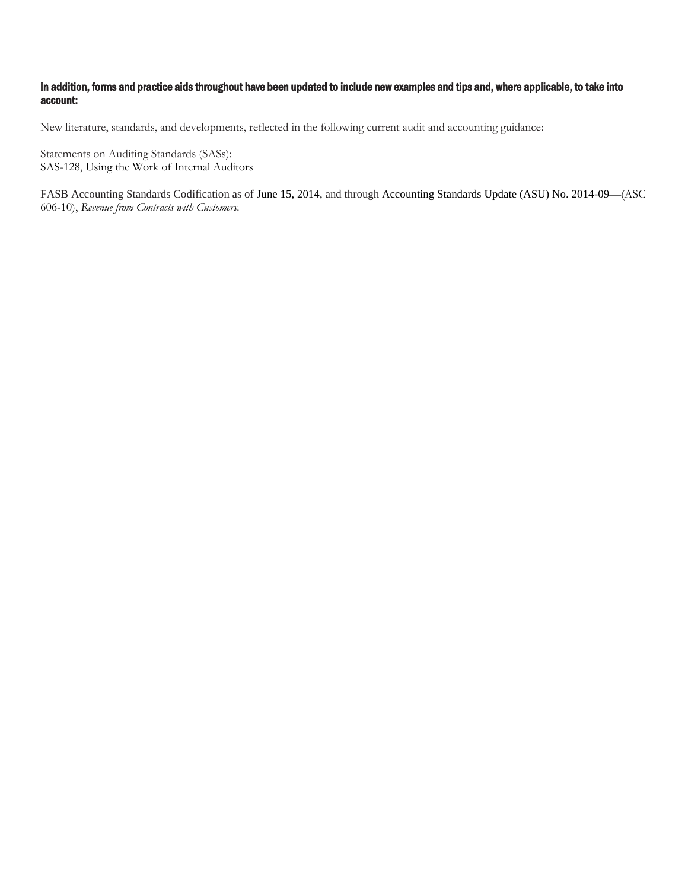**In addition, forms and practice aids throughout have been updated to include new examples and tips and, where applicable, to take into account:**

New literature, standards, and developments, reflected in the following current audit and accounting guidance:

Statements on Auditing Standards (SASs):
SAS-128, Using the Work of Internal Auditors

FASB Accounting Standards Codification as of June 15, 2014, and through Accounting Standards Update (ASU) No. 2014-09—(ASC 606-10), *Revenue from Contracts with Customers.*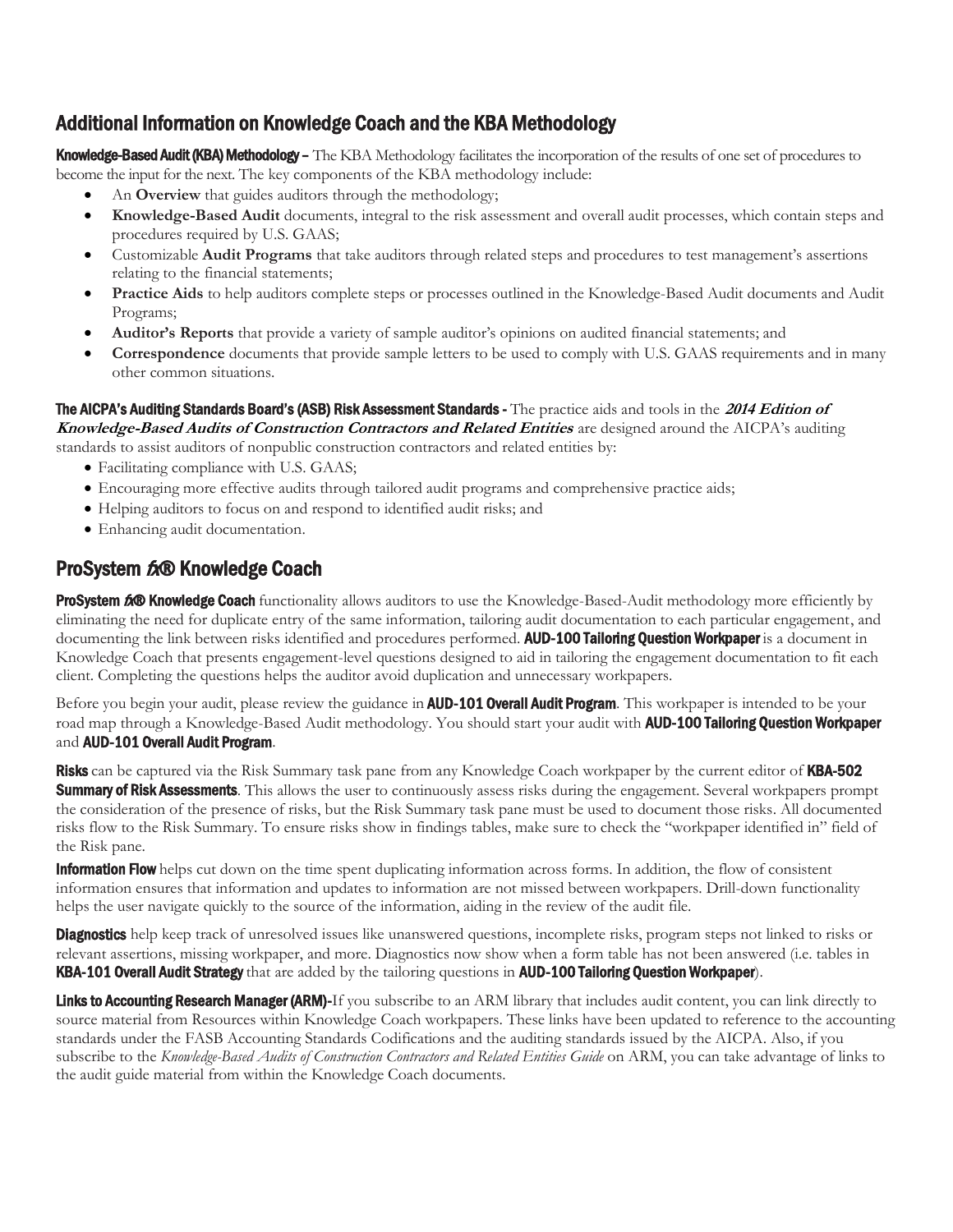## Additional Information on Knowledge Coach and the KBA Methodology

**Knowledge-Based Audit (KBA) Methodology –** The KBA Methodology facilitates the incorporation of the results of one set of procedures to become the input for the next. The key components of the KBA methodology include:

- An **Overview** that guides auditors through the methodology;
- **Knowledge-Based Audit** documents, integral to the risk assessment and overall audit processes, which contain steps and procedures required by U.S. GAAS;
- Customizable **Audit Programs** that take auditors through related steps and procedures to test management's assertions relating to the financial statements;
- **Practice Aids** to help auditors complete steps or processes outlined in the Knowledge-Based Audit documents and Audit Programs;
- **Auditor's Reports** that provide a variety of sample auditor's opinions on audited financial statements; and
- **Correspondence** documents that provide sample letters to be used to comply with U.S. GAAS requirements and in many other common situations.

**The AICPA's Auditing Standards Board's (ASB) Risk Assessment Standards -** The practice aids and tools in the ***2014 Edition of Knowledge-Based Audits of Construction Contractors and Related Entities*** are designed around the AICPA's auditing standards to assist auditors of nonpublic construction contractors and related entities by:

- Facilitating compliance with U.S. GAAS;
- Encouraging more effective audits through tailored audit programs and comprehensive practice aids;
- Helping auditors to focus on and respond to identified audit risks; and
- Enhancing audit documentation.

## ProSystem *fx*® Knowledge Coach

**ProSystem *fx*® Knowledge Coach** functionality allows auditors to use the Knowledge-Based-Audit methodology more efficiently by eliminating the need for duplicate entry of the same information, tailoring audit documentation to each particular engagement, and documenting the link between risks identified and procedures performed. **AUD-100 Tailoring Question Workpaper** is a document in Knowledge Coach that presents engagement-level questions designed to aid in tailoring the engagement documentation to fit each client. Completing the questions helps the auditor avoid duplication and unnecessary workpapers.

Before you begin your audit, please review the guidance in **AUD-101 Overall Audit Program**. This workpaper is intended to be your road map through a Knowledge-Based Audit methodology. You should start your audit with **AUD-100 Tailoring Question Workpaper** and **AUD-101 Overall Audit Program**.

**Risks** can be captured via the Risk Summary task pane from any Knowledge Coach workpaper by the current editor of **KBA-502 Summary of Risk Assessments**. This allows the user to continuously assess risks during the engagement. Several workpapers prompt the consideration of the presence of risks, but the Risk Summary task pane must be used to document those risks. All documented risks flow to the Risk Summary. To ensure risks show in findings tables, make sure to check the "workpaper identified in" field of the Risk pane.

**Information Flow** helps cut down on the time spent duplicating information across forms. In addition, the flow of consistent information ensures that information and updates to information are not missed between workpapers. Drill-down functionality helps the user navigate quickly to the source of the information, aiding in the review of the audit file.

**Diagnostics** help keep track of unresolved issues like unanswered questions, incomplete risks, program steps not linked to risks or relevant assertions, missing workpaper, and more. Diagnostics now show when a form table has not been answered (i.e. tables in **KBA-101 Overall Audit Strategy** that are added by the tailoring questions in **AUD-100 Tailoring Question Workpaper**).

**Links to Accounting Research Manager (ARM)-**If you subscribe to an ARM library that includes audit content, you can link directly to source material from Resources within Knowledge Coach workpapers. These links have been updated to reference to the accounting standards under the FASB Accounting Standards Codifications and the auditing standards issued by the AICPA. Also, if you subscribe to the *Knowledge-Based Audits of Construction Contractors and Related Entities Guide* on ARM, you can take advantage of links to the audit guide material from within the Knowledge Coach documents.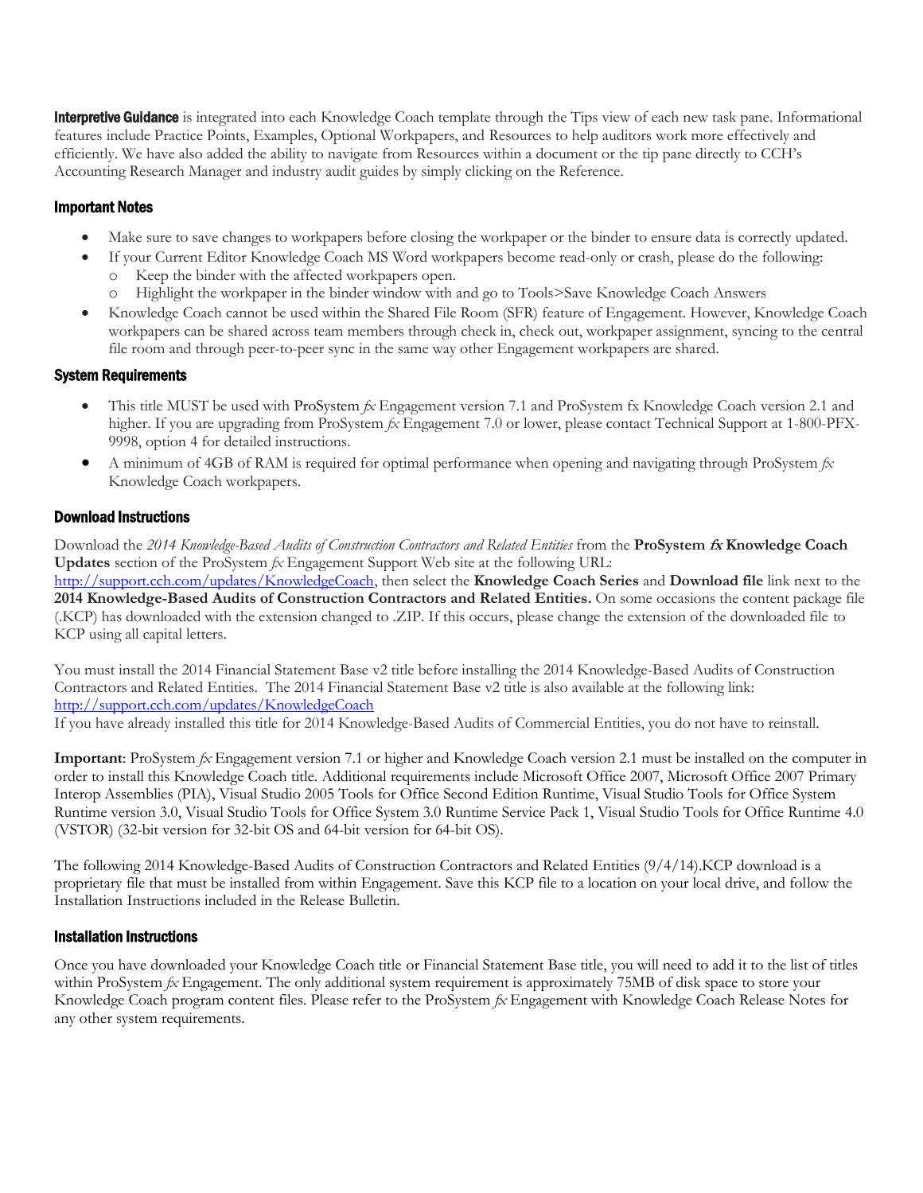**Interpretive Guidance** is integrated into each Knowledge Coach template through the Tips view of each new task pane. Informational features include Practice Points, Examples, Optional Workpapers, and Resources to help auditors work more effectively and efficiently. We have also added the ability to navigate from Resources within a document or the tip pane directly to CCH's Accounting Research Manager and industry audit guides by simply clicking on the Reference.

### Important Notes

- Make sure to save changes to workpapers before closing the workpaper or the binder to ensure data is correctly updated.
- If your Current Editor Knowledge Coach MS Word workpapers become read-only or crash, please do the following:
  - Keep the binder with the affected workpapers open.
  - Highlight the workpaper in the binder window with and go to Tools>Save Knowledge Coach Answers
- Knowledge Coach cannot be used within the Shared File Room (SFR) feature of Engagement. However, Knowledge Coach workpapers can be shared across team members through check in, check out, workpaper assignment, syncing to the central file room and through peer-to-peer sync in the same way other Engagement workpapers are shared.

### System Requirements

- This title MUST be used with ProSystem *fx* Engagement version 7.1 and ProSystem fx Knowledge Coach version 2.1 and higher. If you are upgrading from ProSystem *fx* Engagement 7.0 or lower, please contact Technical Support at 1-800-PFX-9998, option 4 for detailed instructions.
- A minimum of 4GB of RAM is required for optimal performance when opening and navigating through ProSystem *fx* Knowledge Coach workpapers.

### Download Instructions

Download the *2014 Knowledge-Based Audits of Construction Contractors and Related Entities* from the **ProSystem *fx* Knowledge Coach Updates** section of the ProSystem *fx* Engagement Support Web site at the following URL: http://support.cch.com/updates/KnowledgeCoach, then select the **Knowledge Coach Series** and **Download file** link next to the **2014 Knowledge-Based Audits of Construction Contractors and Related Entities.** On some occasions the content package file (.KCP) has downloaded with the extension changed to .ZIP. If this occurs, please change the extension of the downloaded file to KCP using all capital letters.

You must install the 2014 Financial Statement Base v2 title before installing the 2014 Knowledge-Based Audits of Construction Contractors and Related Entities. The 2014 Financial Statement Base v2 title is also available at the following link: http://support.cch.com/updates/KnowledgeCoach
If you have already installed this title for 2014 Knowledge-Based Audits of Commercial Entities, you do not have to reinstall.

**Important**: ProSystem *fx* Engagement version 7.1 or higher and Knowledge Coach version 2.1 must be installed on the computer in order to install this Knowledge Coach title. Additional requirements include Microsoft Office 2007, Microsoft Office 2007 Primary Interop Assemblies (PIA), Visual Studio 2005 Tools for Office Second Edition Runtime, Visual Studio Tools for Office System Runtime version 3.0, Visual Studio Tools for Office System 3.0 Runtime Service Pack 1, Visual Studio Tools for Office Runtime 4.0 (VSTOR) (32-bit version for 32-bit OS and 64-bit version for 64-bit OS).

The following 2014 Knowledge-Based Audits of Construction Contractors and Related Entities (9/4/14).KCP download is a proprietary file that must be installed from within Engagement. Save this KCP file to a location on your local drive, and follow the Installation Instructions included in the Release Bulletin.

### Installation Instructions

Once you have downloaded your Knowledge Coach title or Financial Statement Base title, you will need to add it to the list of titles within ProSystem *fx* Engagement. The only additional system requirement is approximately 75MB of disk space to store your Knowledge Coach program content files. Please refer to the ProSystem *fx* Engagement with Knowledge Coach Release Notes for any other system requirements.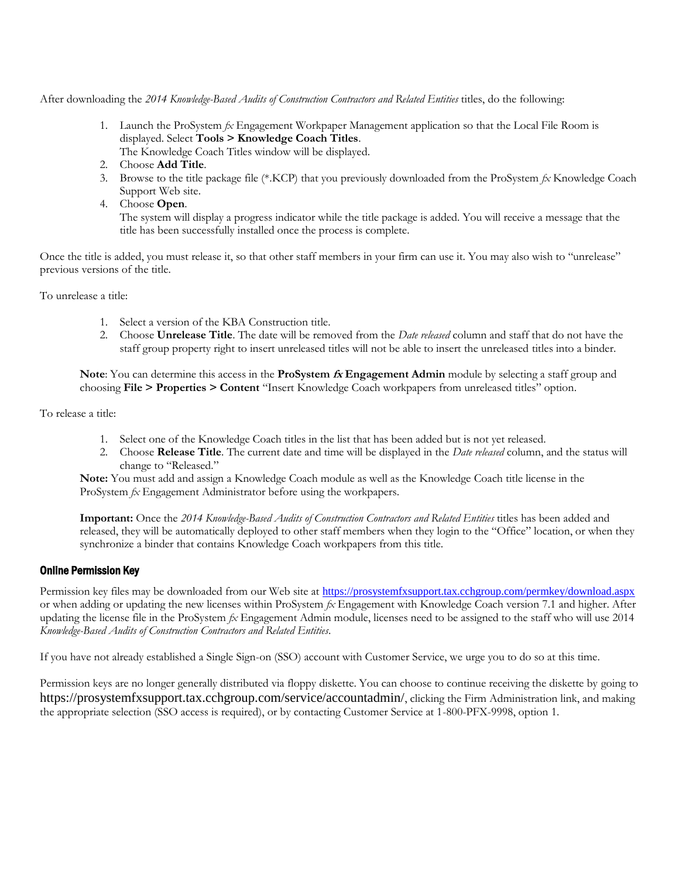After downloading the *2014 Knowledge-Based Audits of Construction Contractors and Related Entities* titles, do the following:

1. Launch the ProSystem *fx* Engagement Workpaper Management application so that the Local File Room is displayed. Select **Tools > Knowledge Coach Titles**.
   The Knowledge Coach Titles window will be displayed.
2. Choose **Add Title**.
3. Browse to the title package file (*.KCP) that you previously downloaded from the ProSystem *fx* Knowledge Coach Support Web site.
4. Choose **Open**.
   The system will display a progress indicator while the title package is added. You will receive a message that the title has been successfully installed once the process is complete.

Once the title is added, you must release it, so that other staff members in your firm can use it. You may also wish to "unrelease" previous versions of the title.

To unrelease a title:

1. Select a version of the KBA Construction title.
2. Choose **Unrelease Title**. The date will be removed from the *Date released* column and staff that do not have the staff group property right to insert unreleased titles will not be able to insert the unreleased titles into a binder.

**Note**: You can determine this access in the **ProSystem *fx* Engagement Admin** module by selecting a staff group and choosing **File > Properties > Content** "Insert Knowledge Coach workpapers from unreleased titles" option.

To release a title:

1. Select one of the Knowledge Coach titles in the list that has been added but is not yet released.
2. Choose **Release Title**. The current date and time will be displayed in the *Date released* column, and the status will change to "Released."

**Note:** You must add and assign a Knowledge Coach module as well as the Knowledge Coach title license in the ProSystem *fx* Engagement Administrator before using the workpapers.

**Important:** Once the *2014 Knowledge-Based Audits of Construction Contractors and Related Entities* titles has been added and released, they will be automatically deployed to other staff members when they login to the "Office" location, or when they synchronize a binder that contains Knowledge Coach workpapers from this title.

### Online Permission Key

Permission key files may be downloaded from our Web site at https://prosystemfxsupport.tax.cchgroup.com/permkey/download.aspx or when adding or updating the new licenses within ProSystem *fx* Engagement with Knowledge Coach version 7.1 and higher. After updating the license file in the ProSystem *fx* Engagement Admin module, licenses need to be assigned to the staff who will use 2014 *Knowledge-Based Audits of Construction Contractors and Related Entities*.

If you have not already established a Single Sign-on (SSO) account with Customer Service, we urge you to do so at this time.

Permission keys are no longer generally distributed via floppy diskette. You can choose to continue receiving the diskette by going to https://prosystemfxsupport.tax.cchgroup.com/service/accountadmin/, clicking the Firm Administration link, and making the appropriate selection (SSO access is required), or by contacting Customer Service at 1-800-PFX-9998, option 1.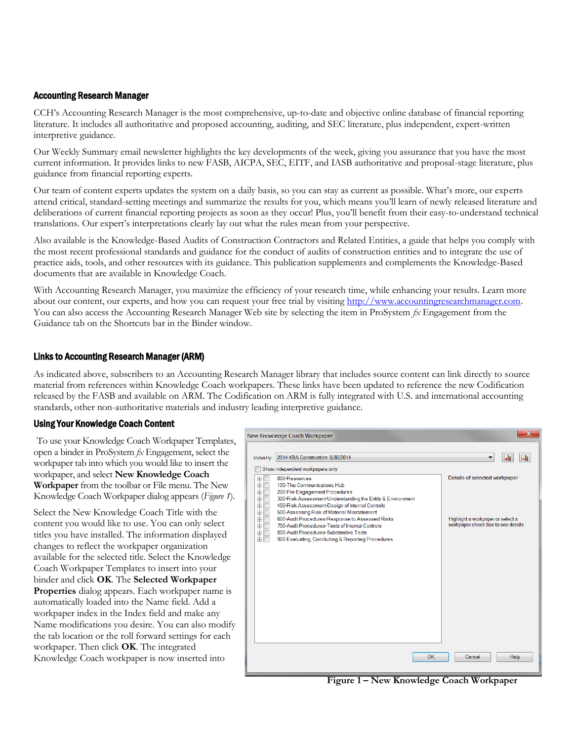## Accounting Research Manager

CCH's Accounting Research Manager is the most comprehensive, up-to-date and objective online database of financial reporting literature. It includes all authoritative and proposed accounting, auditing, and SEC literature, plus independent, expert-written interpretive guidance.

Our Weekly Summary email newsletter highlights the key developments of the week, giving you assurance that you have the most current information. It provides links to new FASB, AICPA, SEC, EITF, and IASB authoritative and proposal-stage literature, plus guidance from financial reporting experts.

Our team of content experts updates the system on a daily basis, so you can stay as current as possible. What's more, our experts attend critical, standard-setting meetings and summarize the results for you, which means you'll learn of newly released literature and deliberations of current financial reporting projects as soon as they occur! Plus, you'll benefit from their easy-to-understand technical translations. Our expert's interpretations clearly lay out what the rules mean from your perspective.

Also available is the Knowledge-Based Audits of Construction Contractors and Related Entities, a guide that helps you comply with the most recent professional standards and guidance for the conduct of audits of construction entities and to integrate the use of practice aids, tools, and other resources with its guidance. This publication supplements and complements the Knowledge-Based documents that are available in Knowledge Coach.

With Accounting Research Manager, you maximize the efficiency of your research time, while enhancing your results. Learn more about our content, our experts, and how you can request your free trial by visiting http://www.accountingresearchmanager.com. You can also access the Accounting Research Manager Web site by selecting the item in ProSystem *fx* Engagement from the Guidance tab on the Shortcuts bar in the Binder window.

## Links to Accounting Research Manager (ARM)

As indicated above, subscribers to an Accounting Research Manager library that includes source content can link directly to source material from references within Knowledge Coach workpapers. These links have been updated to reference the new Codification released by the FASB and available on ARM. The Codification on ARM is fully integrated with U.S. and international accounting standards, other non-authoritative materials and industry leading interpretive guidance.

## Using Your Knowledge Coach Content

To use your Knowledge Coach Workpaper Templates, open a binder in ProSystem *fx* Engagement, select the workpaper tab into which you would like to insert the workpaper, and select **New Knowledge Coach Workpaper** from the toolbar or File menu. The New Knowledge Coach Workpaper dialog appears (*Figure 1*).

Select the New Knowledge Coach Title with the content you would like to use. You can only select titles you have installed. The information displayed changes to reflect the workpaper organization available for the selected title. Select the Knowledge Coach Workpaper Templates to insert into your binder and click **OK**. The **Selected Workpaper Properties** dialog appears. Each workpaper name is automatically loaded into the Name field. Add a workpaper index in the Index field and make any Name modifications you desire. You can also modify the tab location or the roll forward settings for each workpaper. Then click **OK**. The integrated Knowledge Coach workpaper is now inserted into

New Knowledge Coach Workpaper

Industry: 2014 KBA Construction 8/30/2014

Show independent workpapers only

- 000-Resources
- 100-The Communications Hub
- 200-Pre-Engagement Procedures
- 300-Risk Assessment-Understanding the Entity & Environment
- 400-Risk Assessment-Design of Internal Controls
- 500-Assessing Risk of Material Misstatement
- 600-Audit Procedures-Response to Assessed Risks
- 700-Audit Procedures-Tests of Internal Controls
- 800-Audit Procedures-Substantive Tests
- 900-Evaluating, Concluding & Reporting Procedures

Details of selected workpaper

Highlight a workpaper or select a workpaper check box to see details.

OK Cancel Help

**Figure 1 – New Knowledge Coach Workpaper**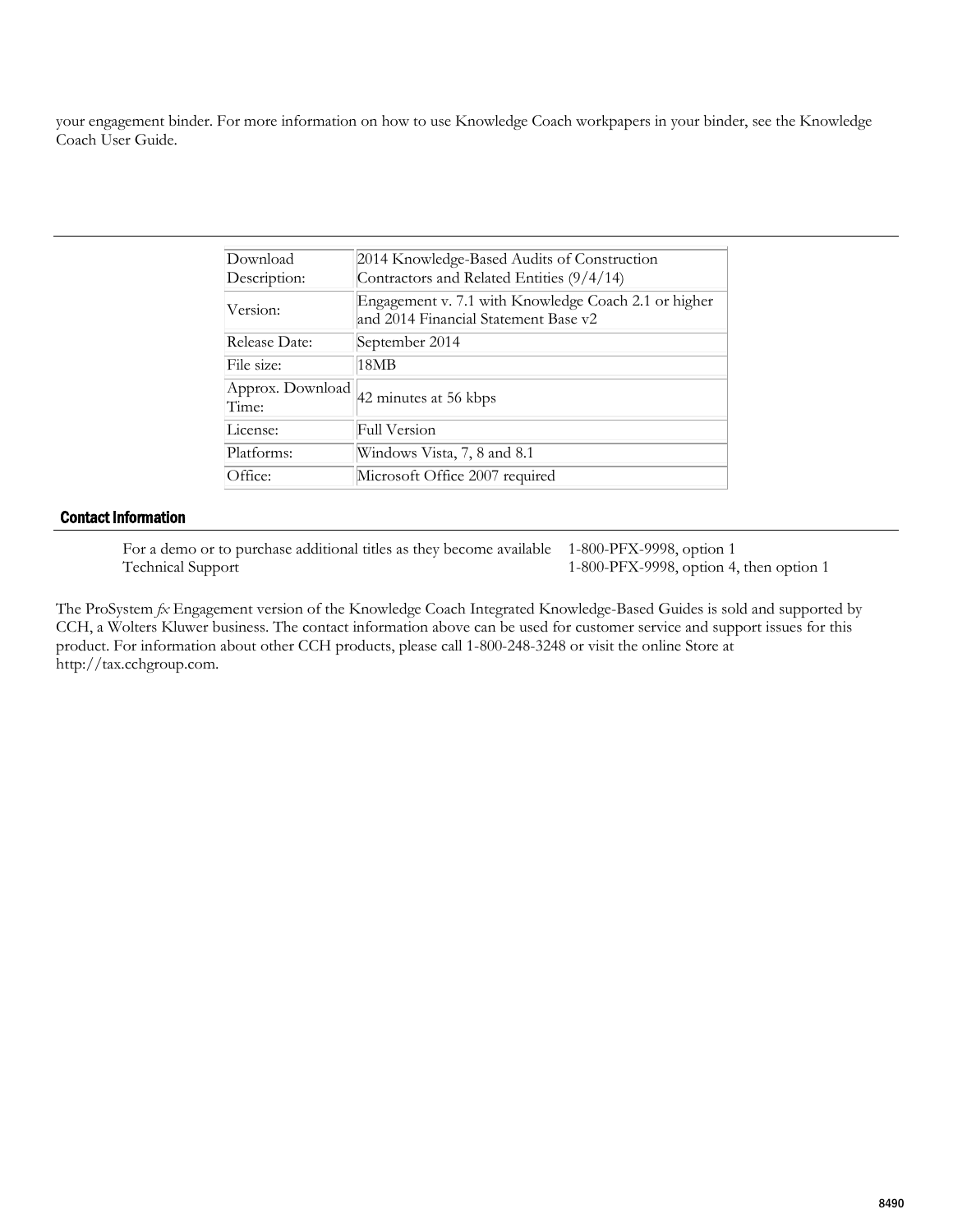your engagement binder. For more information on how to use Knowledge Coach workpapers in your binder, see the Knowledge Coach User Guide.

| | |
|---|---|
| Download Description: | 2014 Knowledge-Based Audits of Construction Contractors and Related Entities (9/4/14) |
| Version: | Engagement v. 7.1 with Knowledge Coach 2.1 or higher and 2014 Financial Statement Base v2 |
| Release Date: | September 2014 |
| File size: | 18MB |
| Approx. Download Time: | 42 minutes at 56 kbps |
| License: | Full Version |
| Platforms: | Windows Vista, 7, 8 and 8.1 |
| Office: | Microsoft Office 2007 required |

## Contact Information

| | |
|---|---|
| For a demo or to purchase additional titles as they become available | 1-800-PFX-9998, option 1 |
| Technical Support | 1-800-PFX-9998, option 4, then option 1 |

The ProSystem *fx* Engagement version of the Knowledge Coach Integrated Knowledge-Based Guides is sold and supported by CCH, a Wolters Kluwer business. The contact information above can be used for customer service and support issues for this product. For information about other CCH products, please call 1-800-248-3248 or visit the online Store at http://tax.cchgroup.com.